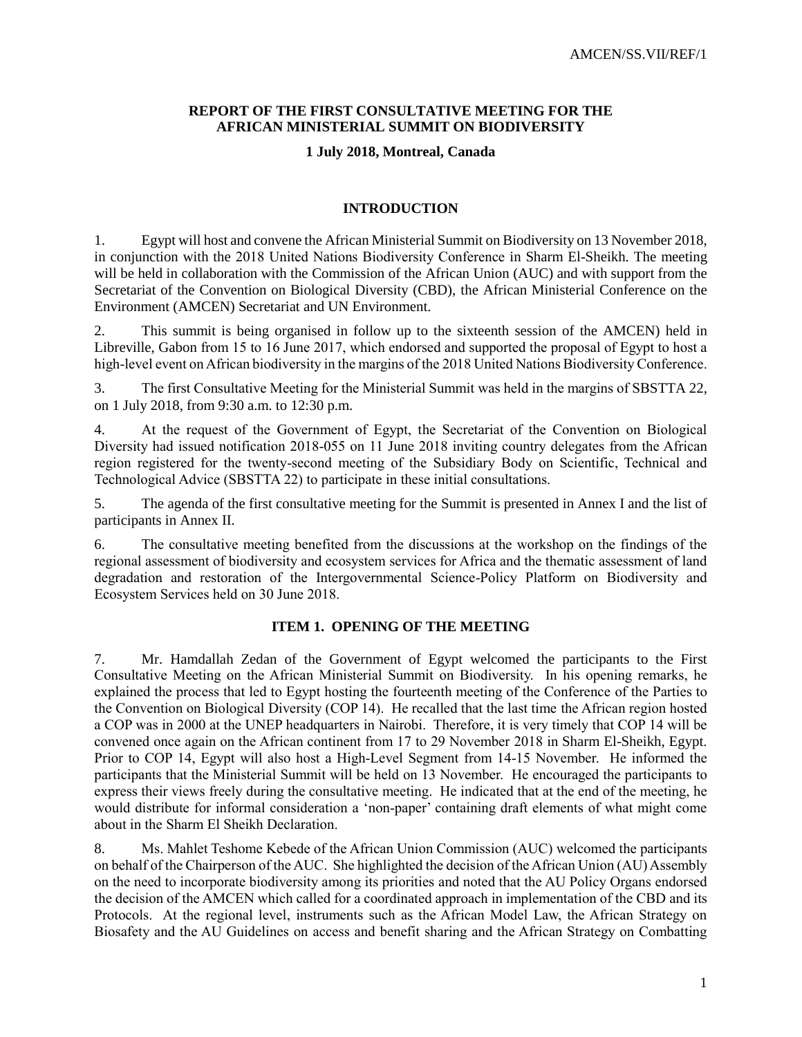AMCEN/SS.VII/REF/1

**REPORT OF THE FIRST CONSULTATIVE MEETING FOR THE AFRICAN MINISTERIAL SUMMIT ON BIODIVERSITY**

**1 July 2018, Montreal, Canada**

## INTRODUCTION

1. Egypt will host and convene the African Ministerial Summit on Biodiversity on 13 November 2018, in conjunction with the 2018 United Nations Biodiversity Conference in Sharm El-Sheikh. The meeting will be held in collaboration with the Commission of the African Union (AUC) and with support from the Secretariat of the Convention on Biological Diversity (CBD), the African Ministerial Conference on the Environment (AMCEN) Secretariat and UN Environment.

2. This summit is being organised in follow up to the sixteenth session of the AMCEN) held in Libreville, Gabon from 15 to 16 June 2017, which endorsed and supported the proposal of Egypt to host a high-level event on African biodiversity in the margins of the 2018 United Nations Biodiversity Conference.

3. The first Consultative Meeting for the Ministerial Summit was held in the margins of SBSTTA 22, on 1 July 2018, from 9:30 a.m. to 12:30 p.m.

4. At the request of the Government of Egypt, the Secretariat of the Convention on Biological Diversity had issued notification 2018-055 on 11 June 2018 inviting country delegates from the African region registered for the twenty-second meeting of the Subsidiary Body on Scientific, Technical and Technological Advice (SBSTTA 22) to participate in these initial consultations.

5. The agenda of the first consultative meeting for the Summit is presented in Annex I and the list of participants in Annex II.

6. The consultative meeting benefited from the discussions at the workshop on the findings of the regional assessment of biodiversity and ecosystem services for Africa and the thematic assessment of land degradation and restoration of the Intergovernmental Science-Policy Platform on Biodiversity and Ecosystem Services held on 30 June 2018.

## ITEM 1. OPENING OF THE MEETING

7. Mr. Hamdallah Zedan of the Government of Egypt welcomed the participants to the First Consultative Meeting on the African Ministerial Summit on Biodiversity. In his opening remarks, he explained the process that led to Egypt hosting the fourteenth meeting of the Conference of the Parties to the Convention on Biological Diversity (COP 14). He recalled that the last time the African region hosted a COP was in 2000 at the UNEP headquarters in Nairobi. Therefore, it is very timely that COP 14 will be convened once again on the African continent from 17 to 29 November 2018 in Sharm El-Sheikh, Egypt. Prior to COP 14, Egypt will also host a High-Level Segment from 14-15 November. He informed the participants that the Ministerial Summit will be held on 13 November. He encouraged the participants to express their views freely during the consultative meeting. He indicated that at the end of the meeting, he would distribute for informal consideration a 'non-paper' containing draft elements of what might come about in the Sharm El Sheikh Declaration.

8. Ms. Mahlet Teshome Kebede of the African Union Commission (AUC) welcomed the participants on behalf of the Chairperson of the AUC. She highlighted the decision of the African Union (AU) Assembly on the need to incorporate biodiversity among its priorities and noted that the AU Policy Organs endorsed the decision of the AMCEN which called for a coordinated approach in implementation of the CBD and its Protocols. At the regional level, instruments such as the African Model Law, the African Strategy on Biosafety and the AU Guidelines on access and benefit sharing and the African Strategy on Combatting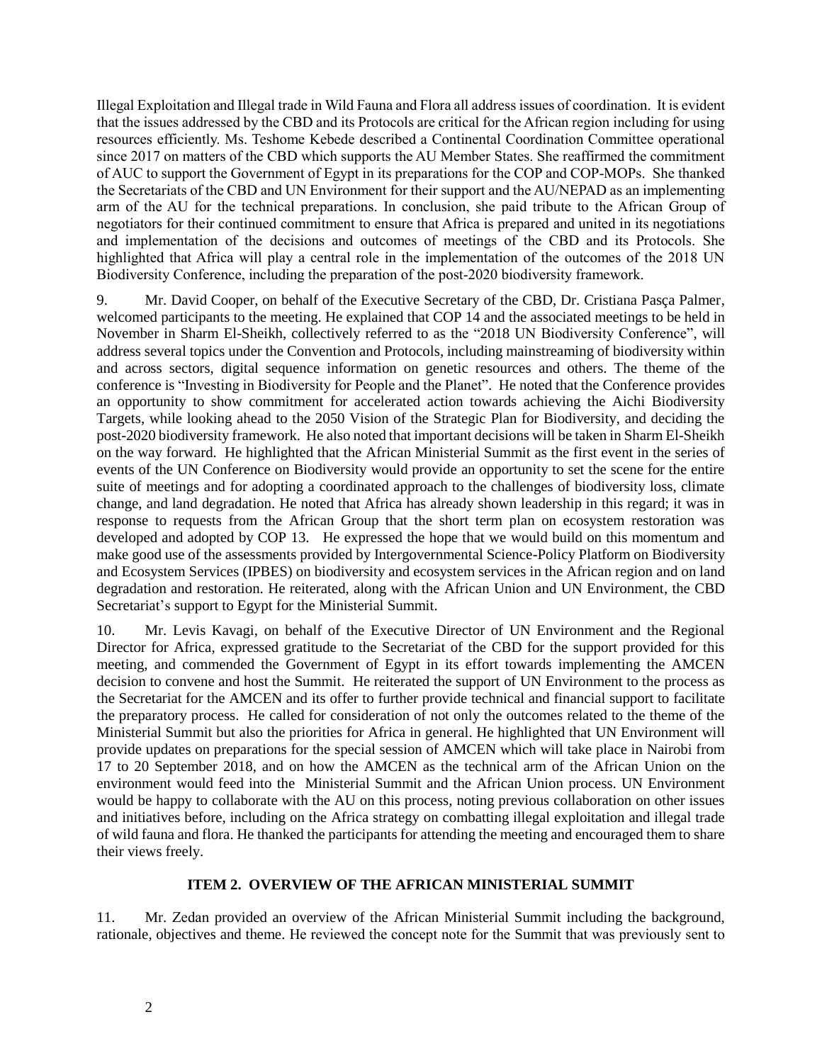Illegal Exploitation and Illegal trade in Wild Fauna and Flora all address issues of coordination. It is evident that the issues addressed by the CBD and its Protocols are critical for the African region including for using resources efficiently. Ms. Teshome Kebede described a Continental Coordination Committee operational since 2017 on matters of the CBD which supports the AU Member States. She reaffirmed the commitment of AUC to support the Government of Egypt in its preparations for the COP and COP-MOPs. She thanked the Secretariats of the CBD and UN Environment for their support and the AU/NEPAD as an implementing arm of the AU for the technical preparations. In conclusion, she paid tribute to the African Group of negotiators for their continued commitment to ensure that Africa is prepared and united in its negotiations and implementation of the decisions and outcomes of meetings of the CBD and its Protocols. She highlighted that Africa will play a central role in the implementation of the outcomes of the 2018 UN Biodiversity Conference, including the preparation of the post-2020 biodiversity framework.

9. Mr. David Cooper, on behalf of the Executive Secretary of the CBD, Dr. Cristiana Pașca Palmer, welcomed participants to the meeting. He explained that COP 14 and the associated meetings to be held in November in Sharm El-Sheikh, collectively referred to as the "2018 UN Biodiversity Conference", will address several topics under the Convention and Protocols, including mainstreaming of biodiversity within and across sectors, digital sequence information on genetic resources and others. The theme of the conference is "Investing in Biodiversity for People and the Planet". He noted that the Conference provides an opportunity to show commitment for accelerated action towards achieving the Aichi Biodiversity Targets, while looking ahead to the 2050 Vision of the Strategic Plan for Biodiversity, and deciding the post-2020 biodiversity framework. He also noted that important decisions will be taken in Sharm El-Sheikh on the way forward. He highlighted that the African Ministerial Summit as the first event in the series of events of the UN Conference on Biodiversity would provide an opportunity to set the scene for the entire suite of meetings and for adopting a coordinated approach to the challenges of biodiversity loss, climate change, and land degradation. He noted that Africa has already shown leadership in this regard; it was in response to requests from the African Group that the short term plan on ecosystem restoration was developed and adopted by COP 13. He expressed the hope that we would build on this momentum and make good use of the assessments provided by Intergovernmental Science-Policy Platform on Biodiversity and Ecosystem Services (IPBES) on biodiversity and ecosystem services in the African region and on land degradation and restoration. He reiterated, along with the African Union and UN Environment, the CBD Secretariat's support to Egypt for the Ministerial Summit.

10. Mr. Levis Kavagi, on behalf of the Executive Director of UN Environment and the Regional Director for Africa, expressed gratitude to the Secretariat of the CBD for the support provided for this meeting, and commended the Government of Egypt in its effort towards implementing the AMCEN decision to convene and host the Summit. He reiterated the support of UN Environment to the process as the Secretariat for the AMCEN and its offer to further provide technical and financial support to facilitate the preparatory process. He called for consideration of not only the outcomes related to the theme of the Ministerial Summit but also the priorities for Africa in general. He highlighted that UN Environment will provide updates on preparations for the special session of AMCEN which will take place in Nairobi from 17 to 20 September 2018, and on how the AMCEN as the technical arm of the African Union on the environment would feed into the Ministerial Summit and the African Union process. UN Environment would be happy to collaborate with the AU on this process, noting previous collaboration on other issues and initiatives before, including on the Africa strategy on combatting illegal exploitation and illegal trade of wild fauna and flora. He thanked the participants for attending the meeting and encouraged them to share their views freely.

## ITEM 2. OVERVIEW OF THE AFRICAN MINISTERIAL SUMMIT

11. Mr. Zedan provided an overview of the African Ministerial Summit including the background, rationale, objectives and theme. He reviewed the concept note for the Summit that was previously sent to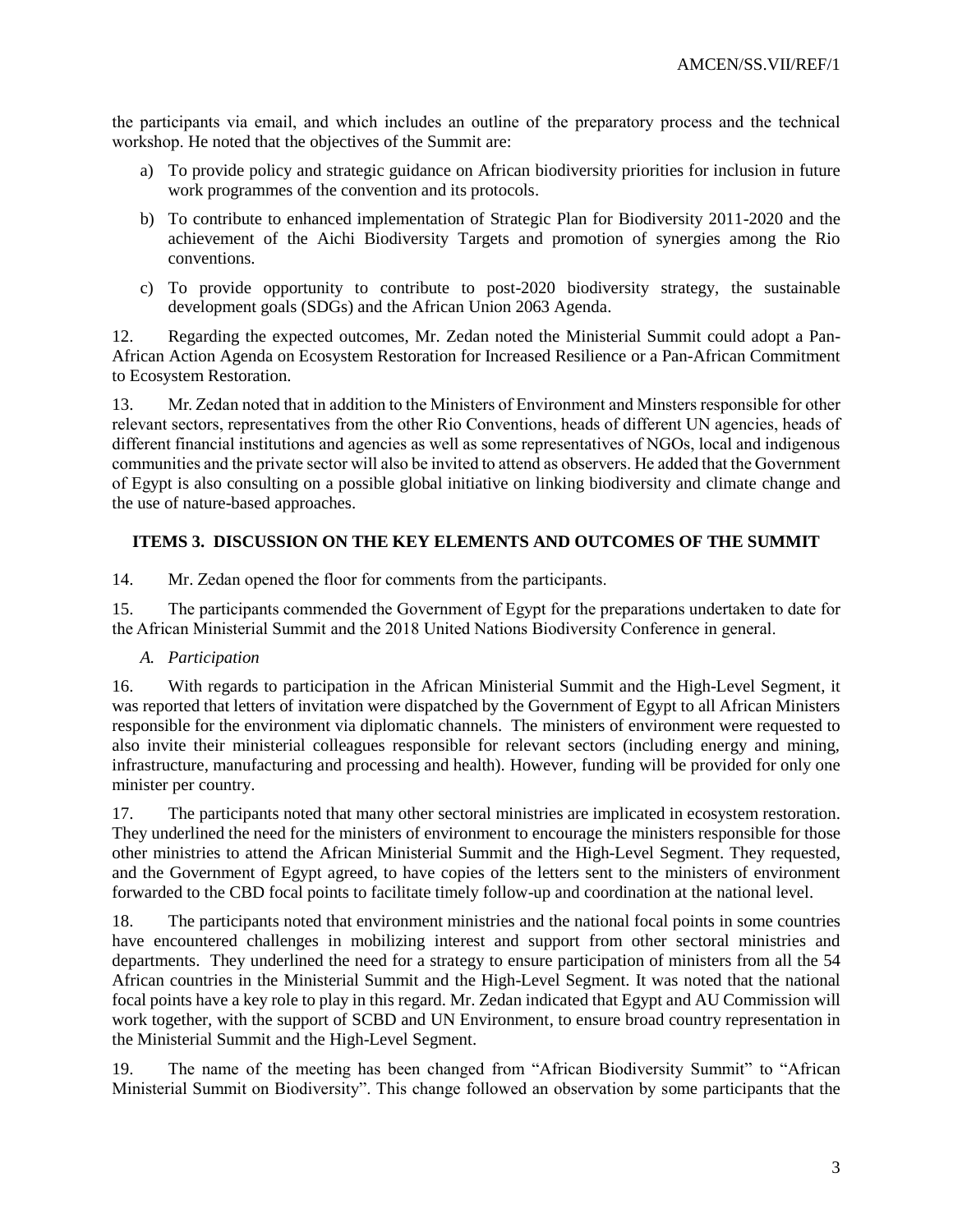the participants via email, and which includes an outline of the preparatory process and the technical workshop. He noted that the objectives of the Summit are:

a) To provide policy and strategic guidance on African biodiversity priorities for inclusion in future work programmes of the convention and its protocols.

b) To contribute to enhanced implementation of Strategic Plan for Biodiversity 2011-2020 and the achievement of the Aichi Biodiversity Targets and promotion of synergies among the Rio conventions.

c) To provide opportunity to contribute to post-2020 biodiversity strategy, the sustainable development goals (SDGs) and the African Union 2063 Agenda.

12. Regarding the expected outcomes, Mr. Zedan noted the Ministerial Summit could adopt a Pan-African Action Agenda on Ecosystem Restoration for Increased Resilience or a Pan-African Commitment to Ecosystem Restoration.

13. Mr. Zedan noted that in addition to the Ministers of Environment and Minsters responsible for other relevant sectors, representatives from the other Rio Conventions, heads of different UN agencies, heads of different financial institutions and agencies as well as some representatives of NGOs, local and indigenous communities and the private sector will also be invited to attend as observers. He added that the Government of Egypt is also consulting on a possible global initiative on linking biodiversity and climate change and the use of nature-based approaches.

## ITEMS 3. DISCUSSION ON THE KEY ELEMENTS AND OUTCOMES OF THE SUMMIT

14. Mr. Zedan opened the floor for comments from the participants.

15. The participants commended the Government of Egypt for the preparations undertaken to date for the African Ministerial Summit and the 2018 United Nations Biodiversity Conference in general.

### *A. Participation*

16. With regards to participation in the African Ministerial Summit and the High-Level Segment, it was reported that letters of invitation were dispatched by the Government of Egypt to all African Ministers responsible for the environment via diplomatic channels. The ministers of environment were requested to also invite their ministerial colleagues responsible for relevant sectors (including energy and mining, infrastructure, manufacturing and processing and health). However, funding will be provided for only one minister per country.

17. The participants noted that many other sectoral ministries are implicated in ecosystem restoration. They underlined the need for the ministers of environment to encourage the ministers responsible for those other ministries to attend the African Ministerial Summit and the High-Level Segment. They requested, and the Government of Egypt agreed, to have copies of the letters sent to the ministers of environment forwarded to the CBD focal points to facilitate timely follow-up and coordination at the national level.

18. The participants noted that environment ministries and the national focal points in some countries have encountered challenges in mobilizing interest and support from other sectoral ministries and departments. They underlined the need for a strategy to ensure participation of ministers from all the 54 African countries in the Ministerial Summit and the High-Level Segment. It was noted that the national focal points have a key role to play in this regard. Mr. Zedan indicated that Egypt and AU Commission will work together, with the support of SCBD and UN Environment, to ensure broad country representation in the Ministerial Summit and the High-Level Segment.

19. The name of the meeting has been changed from "African Biodiversity Summit" to "African Ministerial Summit on Biodiversity". This change followed an observation by some participants that the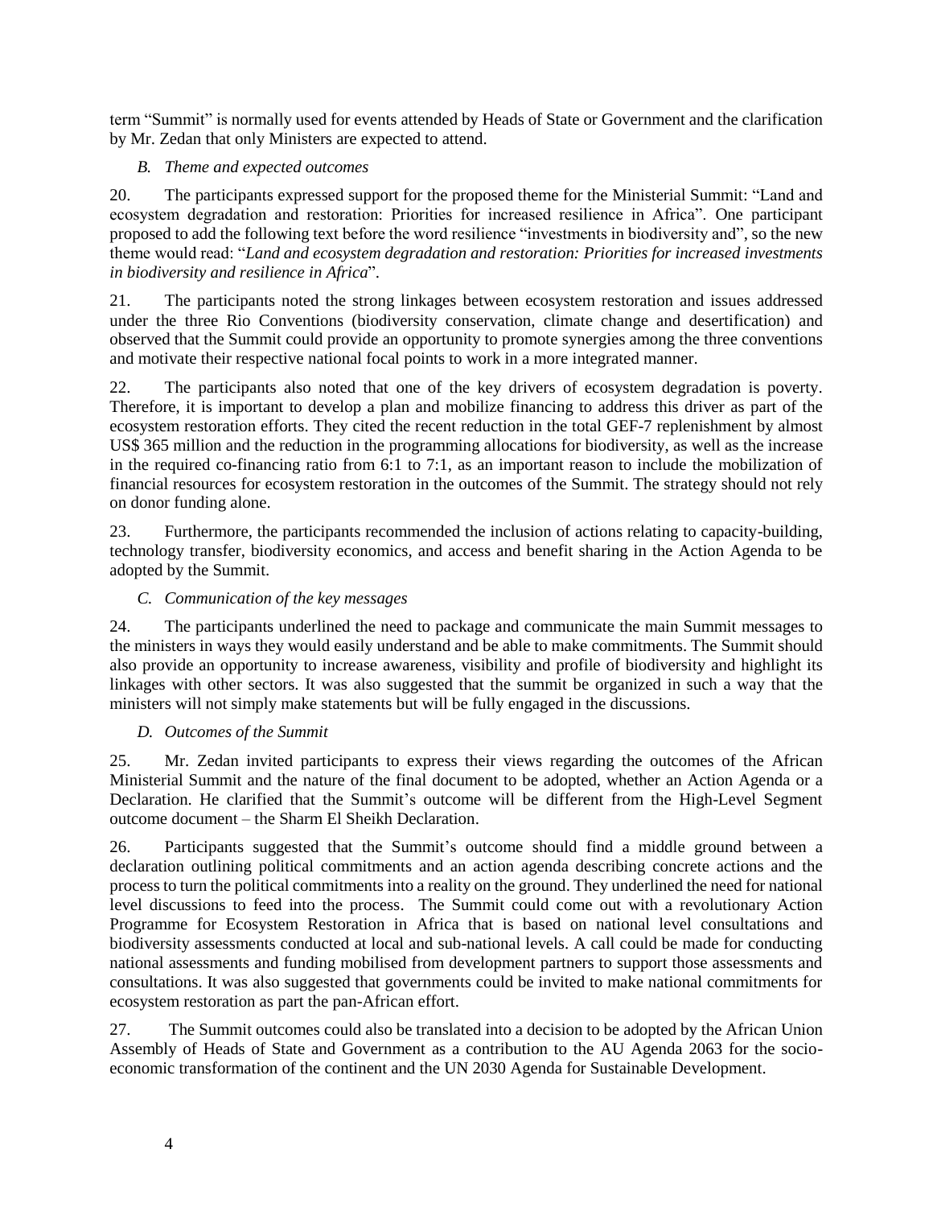term "Summit" is normally used for events attended by Heads of State or Government and the clarification by Mr. Zedan that only Ministers are expected to attend.

### *B. Theme and expected outcomes*

20. The participants expressed support for the proposed theme for the Ministerial Summit: "Land and ecosystem degradation and restoration: Priorities for increased resilience in Africa". One participant proposed to add the following text before the word resilience "investments in biodiversity and", so the new theme would read: "*Land and ecosystem degradation and restoration: Priorities for increased investments in biodiversity and resilience in Africa*".

21. The participants noted the strong linkages between ecosystem restoration and issues addressed under the three Rio Conventions (biodiversity conservation, climate change and desertification) and observed that the Summit could provide an opportunity to promote synergies among the three conventions and motivate their respective national focal points to work in a more integrated manner.

22. The participants also noted that one of the key drivers of ecosystem degradation is poverty. Therefore, it is important to develop a plan and mobilize financing to address this driver as part of the ecosystem restoration efforts. They cited the recent reduction in the total GEF-7 replenishment by almost US$ 365 million and the reduction in the programming allocations for biodiversity, as well as the increase in the required co-financing ratio from 6:1 to 7:1, as an important reason to include the mobilization of financial resources for ecosystem restoration in the outcomes of the Summit. The strategy should not rely on donor funding alone.

23. Furthermore, the participants recommended the inclusion of actions relating to capacity-building, technology transfer, biodiversity economics, and access and benefit sharing in the Action Agenda to be adopted by the Summit.

### *C. Communication of the key messages*

24. The participants underlined the need to package and communicate the main Summit messages to the ministers in ways they would easily understand and be able to make commitments. The Summit should also provide an opportunity to increase awareness, visibility and profile of biodiversity and highlight its linkages with other sectors. It was also suggested that the summit be organized in such a way that the ministers will not simply make statements but will be fully engaged in the discussions.

### *D. Outcomes of the Summit*

25. Mr. Zedan invited participants to express their views regarding the outcomes of the African Ministerial Summit and the nature of the final document to be adopted, whether an Action Agenda or a Declaration. He clarified that the Summit's outcome will be different from the High-Level Segment outcome document – the Sharm El Sheikh Declaration.

26. Participants suggested that the Summit's outcome should find a middle ground between a declaration outlining political commitments and an action agenda describing concrete actions and the process to turn the political commitments into a reality on the ground. They underlined the need for national level discussions to feed into the process. The Summit could come out with a revolutionary Action Programme for Ecosystem Restoration in Africa that is based on national level consultations and biodiversity assessments conducted at local and sub-national levels. A call could be made for conducting national assessments and funding mobilised from development partners to support those assessments and consultations. It was also suggested that governments could be invited to make national commitments for ecosystem restoration as part the pan-African effort.

27. The Summit outcomes could also be translated into a decision to be adopted by the African Union Assembly of Heads of State and Government as a contribution to the AU Agenda 2063 for the socio-economic transformation of the continent and the UN 2030 Agenda for Sustainable Development.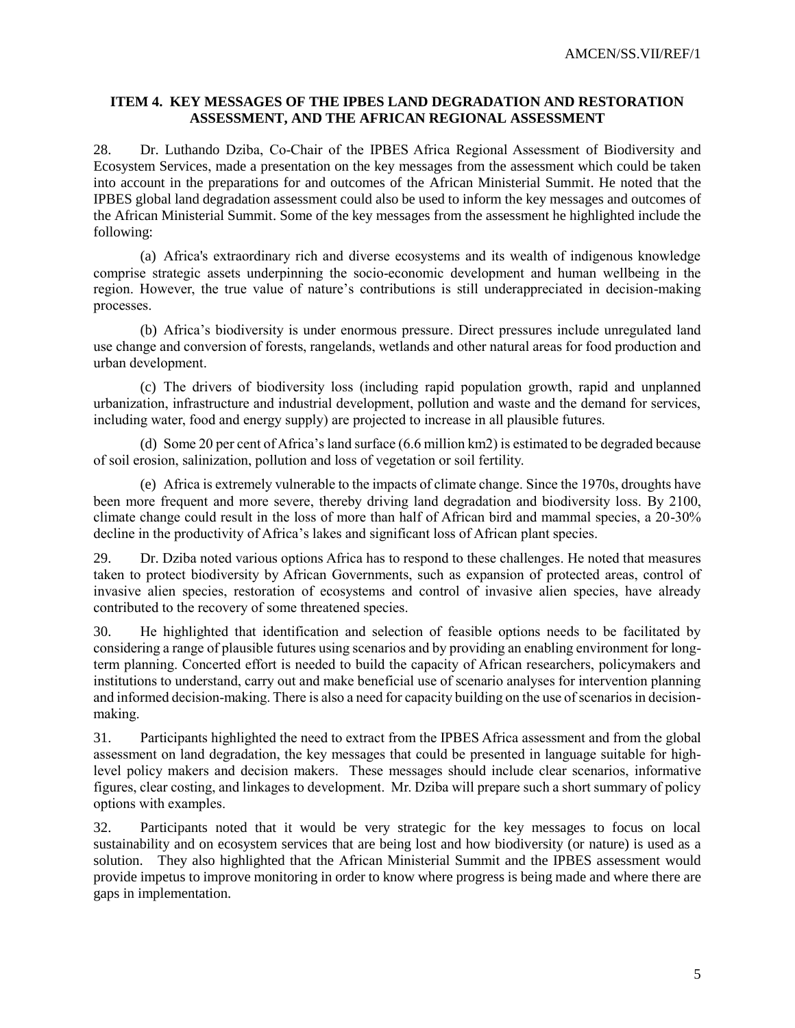## ITEM 4. KEY MESSAGES OF THE IPBES LAND DEGRADATION AND RESTORATION ASSESSMENT, AND THE AFRICAN REGIONAL ASSESSMENT

28. Dr. Luthando Dziba, Co-Chair of the IPBES Africa Regional Assessment of Biodiversity and Ecosystem Services, made a presentation on the key messages from the assessment which could be taken into account in the preparations for and outcomes of the African Ministerial Summit. He noted that the IPBES global land degradation assessment could also be used to inform the key messages and outcomes of the African Ministerial Summit. Some of the key messages from the assessment he highlighted include the following:

(a) Africa's extraordinary rich and diverse ecosystems and its wealth of indigenous knowledge comprise strategic assets underpinning the socio-economic development and human wellbeing in the region. However, the true value of nature's contributions is still underappreciated in decision-making processes.

(b) Africa's biodiversity is under enormous pressure. Direct pressures include unregulated land use change and conversion of forests, rangelands, wetlands and other natural areas for food production and urban development.

(c) The drivers of biodiversity loss (including rapid population growth, rapid and unplanned urbanization, infrastructure and industrial development, pollution and waste and the demand for services, including water, food and energy supply) are projected to increase in all plausible futures.

(d) Some 20 per cent of Africa's land surface (6.6 million km2) is estimated to be degraded because of soil erosion, salinization, pollution and loss of vegetation or soil fertility.

(e) Africa is extremely vulnerable to the impacts of climate change. Since the 1970s, droughts have been more frequent and more severe, thereby driving land degradation and biodiversity loss. By 2100, climate change could result in the loss of more than half of African bird and mammal species, a 20-30% decline in the productivity of Africa's lakes and significant loss of African plant species.

29. Dr. Dziba noted various options Africa has to respond to these challenges. He noted that measures taken to protect biodiversity by African Governments, such as expansion of protected areas, control of invasive alien species, restoration of ecosystems and control of invasive alien species, have already contributed to the recovery of some threatened species.

30. He highlighted that identification and selection of feasible options needs to be facilitated by considering a range of plausible futures using scenarios and by providing an enabling environment for long-term planning. Concerted effort is needed to build the capacity of African researchers, policymakers and institutions to understand, carry out and make beneficial use of scenario analyses for intervention planning and informed decision-making. There is also a need for capacity building on the use of scenarios in decision-making.

31. Participants highlighted the need to extract from the IPBES Africa assessment and from the global assessment on land degradation, the key messages that could be presented in language suitable for high-level policy makers and decision makers. These messages should include clear scenarios, informative figures, clear costing, and linkages to development. Mr. Dziba will prepare such a short summary of policy options with examples.

32. Participants noted that it would be very strategic for the key messages to focus on local sustainability and on ecosystem services that are being lost and how biodiversity (or nature) is used as a solution. They also highlighted that the African Ministerial Summit and the IPBES assessment would provide impetus to improve monitoring in order to know where progress is being made and where there are gaps in implementation.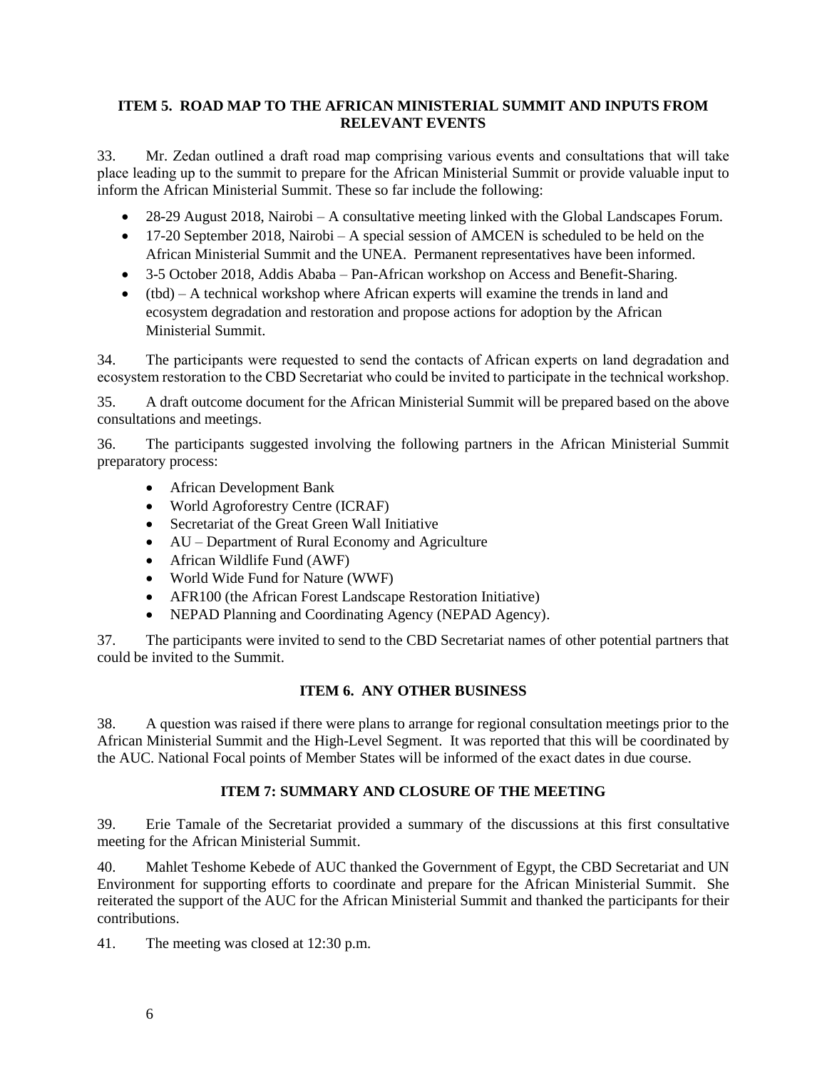### ITEM 5. ROAD MAP TO THE AFRICAN MINISTERIAL SUMMIT AND INPUTS FROM RELEVANT EVENTS

33. Mr. Zedan outlined a draft road map comprising various events and consultations that will take place leading up to the summit to prepare for the African Ministerial Summit or provide valuable input to inform the African Ministerial Summit. These so far include the following:

- 28-29 August 2018, Nairobi – A consultative meeting linked with the Global Landscapes Forum.
- 17-20 September 2018, Nairobi – A special session of AMCEN is scheduled to be held on the African Ministerial Summit and the UNEA. Permanent representatives have been informed.
- 3-5 October 2018, Addis Ababa – Pan-African workshop on Access and Benefit-Sharing.
- (tbd) – A technical workshop where African experts will examine the trends in land and ecosystem degradation and restoration and propose actions for adoption by the African Ministerial Summit.

34. The participants were requested to send the contacts of African experts on land degradation and ecosystem restoration to the CBD Secretariat who could be invited to participate in the technical workshop.

35. A draft outcome document for the African Ministerial Summit will be prepared based on the above consultations and meetings.

36. The participants suggested involving the following partners in the African Ministerial Summit preparatory process:

- African Development Bank
- World Agroforestry Centre (ICRAF)
- Secretariat of the Great Green Wall Initiative
- AU – Department of Rural Economy and Agriculture
- African Wildlife Fund (AWF)
- World Wide Fund for Nature (WWF)
- AFR100 (the African Forest Landscape Restoration Initiative)
- NEPAD Planning and Coordinating Agency (NEPAD Agency).

37. The participants were invited to send to the CBD Secretariat names of other potential partners that could be invited to the Summit.

### ITEM 6. ANY OTHER BUSINESS

38. A question was raised if there were plans to arrange for regional consultation meetings prior to the African Ministerial Summit and the High-Level Segment. It was reported that this will be coordinated by the AUC. National Focal points of Member States will be informed of the exact dates in due course.

### ITEM 7: SUMMARY AND CLOSURE OF THE MEETING

39. Erie Tamale of the Secretariat provided a summary of the discussions at this first consultative meeting for the African Ministerial Summit.

40. Mahlet Teshome Kebede of AUC thanked the Government of Egypt, the CBD Secretariat and UN Environment for supporting efforts to coordinate and prepare for the African Ministerial Summit. She reiterated the support of the AUC for the African Ministerial Summit and thanked the participants for their contributions.

41. The meeting was closed at 12:30 p.m.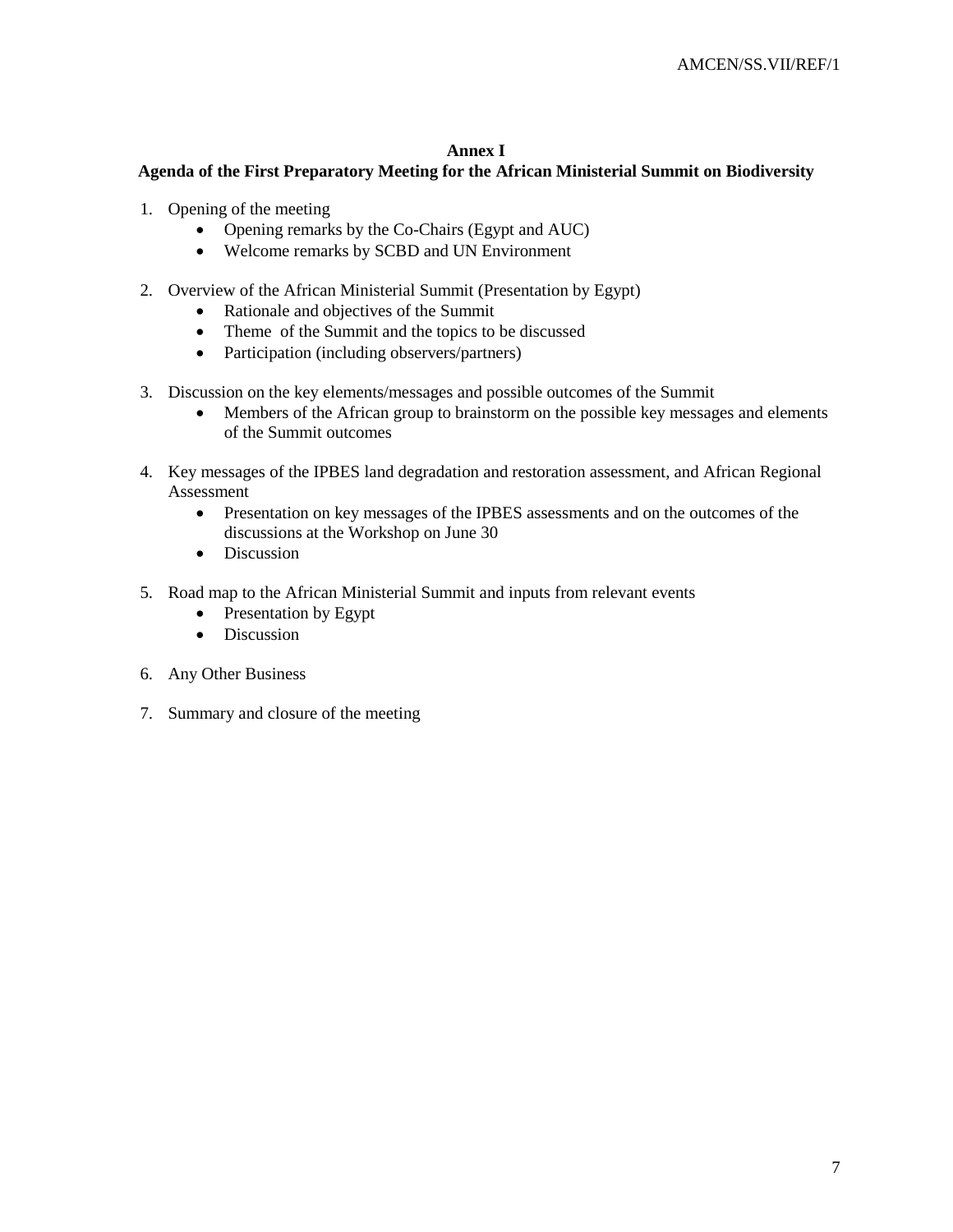## Annex I

## Agenda of the First Preparatory Meeting for the African Ministerial Summit on Biodiversity

1. Opening of the meeting
    - Opening remarks by the Co-Chairs (Egypt and AUC)
    - Welcome remarks by SCBD and UN Environment

2. Overview of the African Ministerial Summit (Presentation by Egypt)
    - Rationale and objectives of the Summit
    - Theme of the Summit and the topics to be discussed
    - Participation (including observers/partners)

3. Discussion on the key elements/messages and possible outcomes of the Summit
    - Members of the African group to brainstorm on the possible key messages and elements of the Summit outcomes

4. Key messages of the IPBES land degradation and restoration assessment, and African Regional Assessment
    - Presentation on key messages of the IPBES assessments and on the outcomes of the discussions at the Workshop on June 30
    - Discussion

5. Road map to the African Ministerial Summit and inputs from relevant events
    - Presentation by Egypt
    - Discussion

6. Any Other Business

7. Summary and closure of the meeting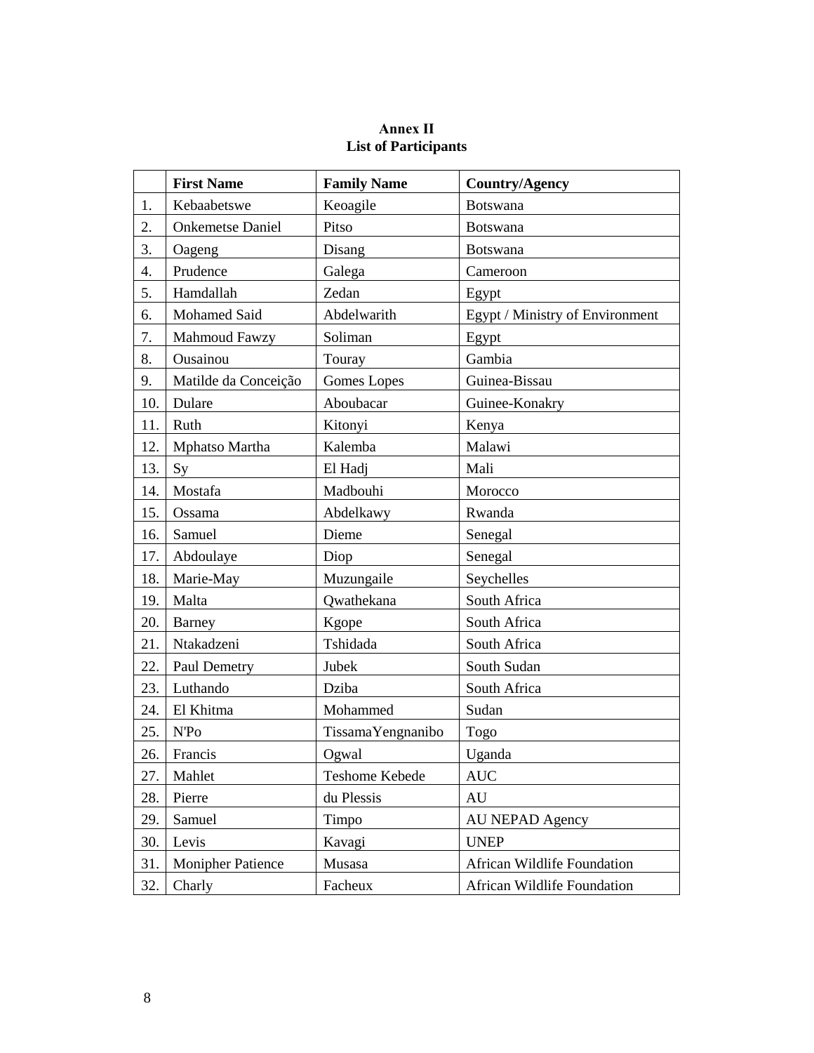**Annex II**
**List of Participants**

| | First Name | Family Name | Country/Agency |
|---|---|---|---|
| 1. | Kebaabetswe | Keoagile | Botswana |
| 2. | Onkemetse Daniel | Pitso | Botswana |
| 3. | Oageng | Disang | Botswana |
| 4. | Prudence | Galega | Cameroon |
| 5. | Hamdallah | Zedan | Egypt |
| 6. | Mohamed Said | Abdelwarith | Egypt / Ministry of Environment |
| 7. | Mahmoud Fawzy | Soliman | Egypt |
| 8. | Ousainou | Touray | Gambia |
| 9. | Matilde da Conceição | Gomes Lopes | Guinea-Bissau |
| 10. | Dulare | Aboubacar | Guinee-Konakry |
| 11. | Ruth | Kitonyi | Kenya |
| 12. | Mphatso Martha | Kalemba | Malawi |
| 13. | Sy | El Hadj | Mali |
| 14. | Mostafa | Madbouhi | Morocco |
| 15. | Ossama | Abdelkawy | Rwanda |
| 16. | Samuel | Dieme | Senegal |
| 17. | Abdoulaye | Diop | Senegal |
| 18. | Marie-May | Muzungaile | Seychelles |
| 19. | Malta | Qwathekana | South Africa |
| 20. | Barney | Kgope | South Africa |
| 21. | Ntakadzeni | Tshidada | South Africa |
| 22. | Paul Demetry | Jubek | South Sudan |
| 23. | Luthando | Dziba | South Africa |
| 24. | El Khitma | Mohammed | Sudan |
| 25. | N'Po | TissamaYengnanibo | Togo |
| 26. | Francis | Ogwal | Uganda |
| 27. | Mahlet | Teshome Kebede | AUC |
| 28. | Pierre | du Plessis | AU |
| 29. | Samuel | Timpo | AU NEPAD Agency |
| 30. | Levis | Kavagi | UNEP |
| 31. | Monipher Patience | Musasa | African Wildlife Foundation |
| 32. | Charly | Facheux | African Wildlife Foundation |